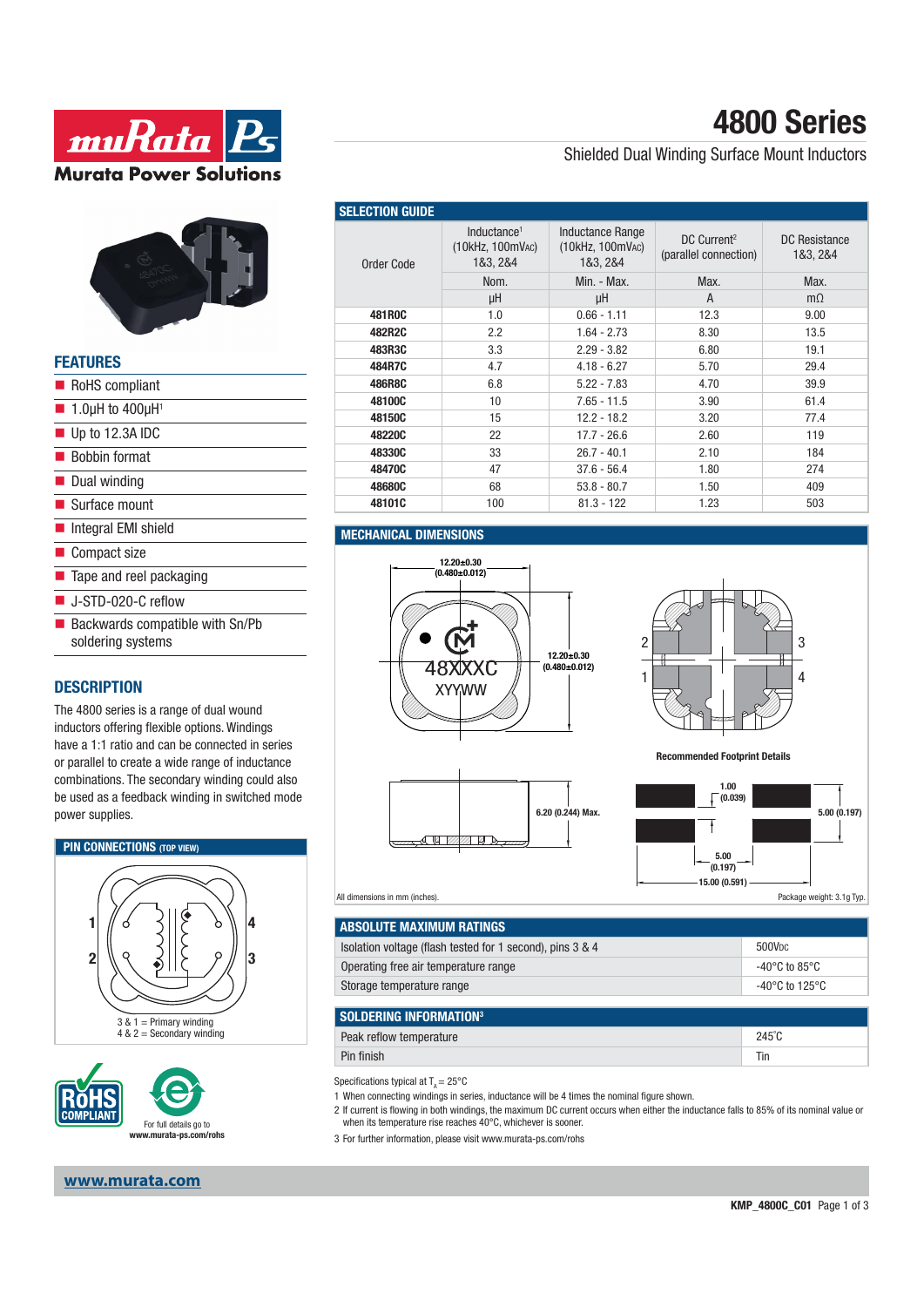# 4800 Series

Shielded Dual Winding Surface Mount Inductors

## FEATURES

- RoHS compliant
- 1.0µH to 400µH[1]
- Up to 12.3A IDC
- Bobbin format
- Dual winding
- Surface mount
- Integral EMI shield
- Compact size
- Tape and reel packaging
- J-STD-020-C reflow
- Backwards compatible with Sn/Pb soldering systems

## DESCRIPTION

The 4800 series is a range of dual wound inductors offering flexible options. Windings have a 1:1 ratio and can be connected in series or parallel to create a wide range of inductance combinations. The secondary winding could also be used as a feedback winding in switched mode power supplies.

## PIN CONNECTIONS (TOP VIEW)

3 & 1 = Primary winding
4 & 2 = Secondary winding

For full details go to www.murata-ps.com/rohs

## SELECTION GUIDE

| Order Code | Inductance[1] (10kHz, 100mVAC) 1&3, 2&4 | Inductance Range (10kHz, 100mVAC) 1&3, 2&4 | DC Current[2] (parallel connection) | DC Resistance 1&3, 2&4 |
|---|---|---|---|---|
| | Nom. | Min. - Max. | Max. | Max. |
| | µH | µH | A | mΩ |
| **481R0C** | 1.0 | 0.66 - 1.11 | 12.3 | 9.00 |
| **482R2C** | 2.2 | 1.64 - 2.73 | 8.30 | 13.5 |
| **483R3C** | 3.3 | 2.29 - 3.82 | 6.80 | 19.1 |
| **484R7C** | 4.7 | 4.18 - 6.27 | 5.70 | 29.4 |
| **486R8C** | 6.8 | 5.22 - 7.83 | 4.70 | 39.9 |
| **48100C** | 10 | 7.65 - 11.5 | 3.90 | 61.4 |
| **48150C** | 15 | 12.2 - 18.2 | 3.20 | 77.4 |
| **48220C** | 22 | 17.7 - 26.6 | 2.60 | 119 |
| **48330C** | 33 | 26.7 - 40.1 | 2.10 | 184 |
| **48470C** | 47 | 37.6 - 56.4 | 1.80 | 274 |
| **48680C** | 68 | 53.8 - 80.7 | 1.50 | 409 |
| **48101C** | 100 | 81.3 - 122 | 1.23 | 503 |

## MECHANICAL DIMENSIONS

12.20±0.30 (0.480±0.012)

12.20±0.30 (0.480±0.012)

48XXXC
XYYWW

6.20 (0.244) Max.

Recommended Footprint Details

1.00 (0.039)

5.00 (0.197)

5.00 (0.197)

15.00 (0.591)

All dimensions in mm (inches).

Package weight: 3.1g Typ.

## ABSOLUTE MAXIMUM RATINGS

| | |
|---|---|
| Isolation voltage (flash tested for 1 second), pins 3 & 4 | 500VDC |
| Operating free air temperature range | -40°C to 85°C |
| Storage temperature range | -40°C to 125°C |

## SOLDERING INFORMATION[3]

| | |
|---|---|
| Peak reflow temperature | 245°C |
| Pin finish | Tin |

Specifications typical at $T_A = 25°C$

1 When connecting windings in series, inductance will be 4 times the nominal figure shown.

2 If current is flowing in both windings, the maximum DC current occurs when either the inductance falls to 85% of its nominal value or when its temperature rise reaches 40°C, whichever is sooner.

3 For further information, please visit www.murata-ps.com/rohs

www.murata.com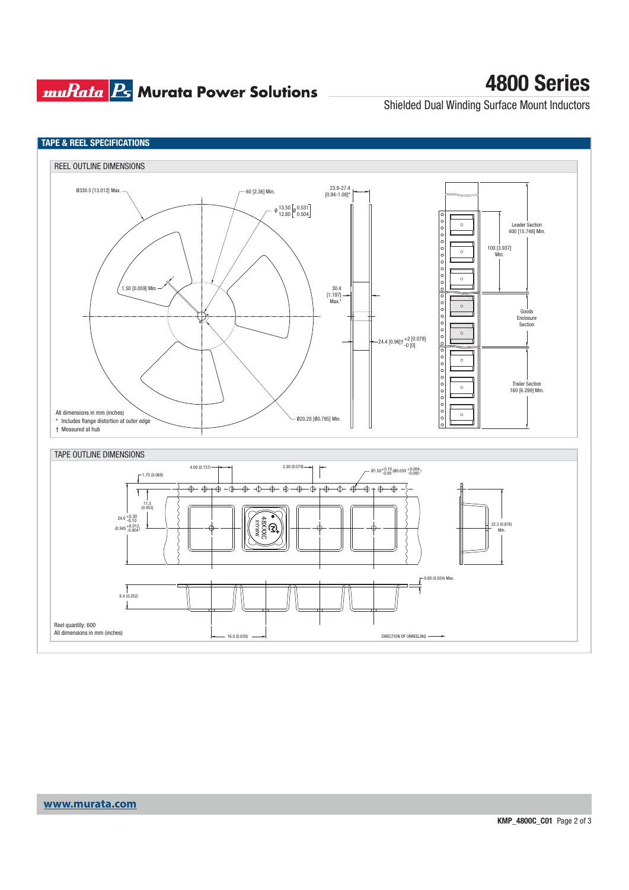## TAPE & REEL SPECIFICATIONS

### REEL OUTLINE DIMENSIONS

Ø330.5 [13.012] Max.

60 [2.36] Min.

Ø 13.50 / 12.80 [Ø 0.531 / 0.504]

23.9–27.4 [0.94–1.08]*

1.50 [0.059] Min.

30.4 [1.197] Max.†

24.4 [0.96]† +2 [0.079] / -0 [0]

Ø20.20 [Ø0.795] Min.

Leader Section 400 [15.748] Min.

100 [3.937] Min.

Goods Enclosure Section

Trailer Section 160 [6.299] Min.

All dimensions in mm (inches)

\* Includes flange distortion at outer edge

† Measured at hub

### TAPE OUTLINE DIMENSIONS

4.00 (0.157)

2.00 (0.079)

Ø1.50 +0.10/-0.00 (Ø0.059 +0.004/-0.000)

1.75 (0.069)

11.5 (0.453)

24.0 +0.30/-0.10 (0.940 +0.012/-0.004)

22.3 (0.876) Min.

0.60 (0.024) Max.

6.4 (0.252)

16.0 (0.630)

DIRECTION OF UNREELING

Reel quantity: 600

All dimensions in mm (inches)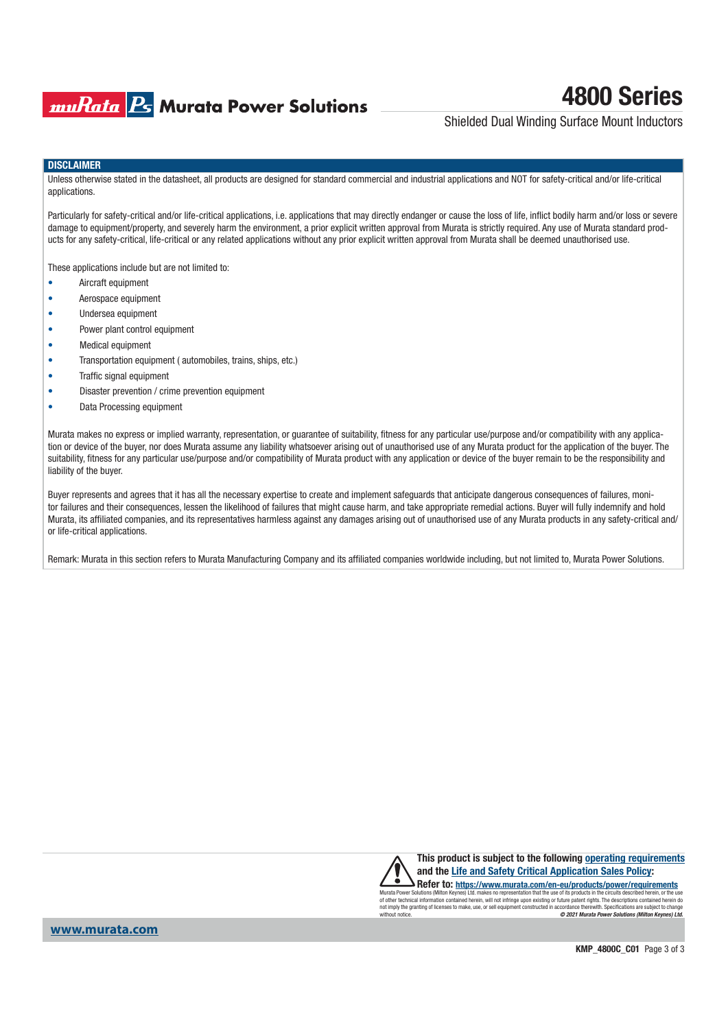## DISCLAIMER

Unless otherwise stated in the datasheet, all products are designed for standard commercial and industrial applications and NOT for safety-critical and/or life-critical applications.

Particularly for safety-critical and/or life-critical applications, i.e. applications that may directly endanger or cause the loss of life, inflict bodily harm and/or loss or severe damage to equipment/property, and severely harm the environment, a prior explicit written approval from Murata is strictly required. Any use of Murata standard products for any safety-critical, life-critical or any related applications without any prior explicit written approval from Murata shall be deemed unauthorised use.

These applications include but are not limited to:

- Aircraft equipment
- Aerospace equipment
- Undersea equipment
- Power plant control equipment
- Medical equipment
- Transportation equipment ( automobiles, trains, ships, etc.)
- Traffic signal equipment
- Disaster prevention / crime prevention equipment
- Data Processing equipment

Murata makes no express or implied warranty, representation, or guarantee of suitability, fitness for any particular use/purpose and/or compatibility with any application or device of the buyer, nor does Murata assume any liability whatsoever arising out of unauthorised use of any Murata product for the application of the buyer. The suitability, fitness for any particular use/purpose and/or compatibility of Murata product with any application or device of the buyer remain to be the responsibility and liability of the buyer.

Buyer represents and agrees that it has all the necessary expertise to create and implement safeguards that anticipate dangerous consequences of failures, monitor failures and their consequences, lessen the likelihood of failures that might cause harm, and take appropriate remedial actions. Buyer will fully indemnify and hold Murata, its affiliated companies, and its representatives harmless against any damages arising out of unauthorised use of any Murata products in any safety-critical and/or life-critical applications.

Remark: Murata in this section refers to Murata Manufacturing Company and its affiliated companies worldwide including, but not limited to, Murata Power Solutions.

**This product is subject to the following operating requirements and the Life and Safety Critical Application Sales Policy:**
**Refer to: https://www.murata.com/en-eu/products/power/requirements**

Murata Power Solutions (Milton Keynes) Ltd. makes no representation that the use of its products in the circuits described herein, or the use of other technical information contained herein, will not infringe upon existing or future patent rights. The descriptions contained herein do not imply the granting of licenses to make, use, or sell equipment constructed in accordance therewith. Specifications are subject to change without notice.

*© 2021 Murata Power Solutions (Milton Keynes) Ltd.*

www.murata.com